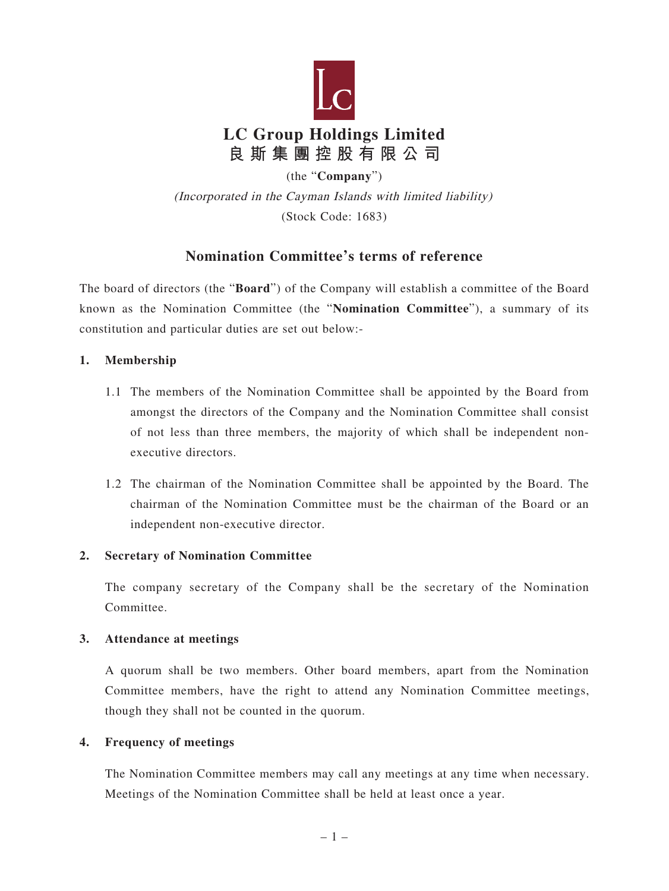# LC Group Holdings Limited
# 良斯集團控股有限公司

(the "**Company**")

*(Incorporated in the Cayman Islands with limited liability)*

(Stock Code: 1683)

## Nomination Committee's terms of reference

The board of directors (the "**Board**") of the Company will establish a committee of the Board known as the Nomination Committee (the "**Nomination Committee**"), a summary of its constitution and particular duties are set out below:-

### 1. Membership

1.1 The members of the Nomination Committee shall be appointed by the Board from amongst the directors of the Company and the Nomination Committee shall consist of not less than three members, the majority of which shall be independent non-executive directors.

1.2 The chairman of the Nomination Committee shall be appointed by the Board. The chairman of the Nomination Committee must be the chairman of the Board or an independent non-executive director.

### 2. Secretary of Nomination Committee

The company secretary of the Company shall be the secretary of the Nomination Committee.

### 3. Attendance at meetings

A quorum shall be two members. Other board members, apart from the Nomination Committee members, have the right to attend any Nomination Committee meetings, though they shall not be counted in the quorum.

### 4. Frequency of meetings

The Nomination Committee members may call any meetings at any time when necessary. Meetings of the Nomination Committee shall be held at least once a year.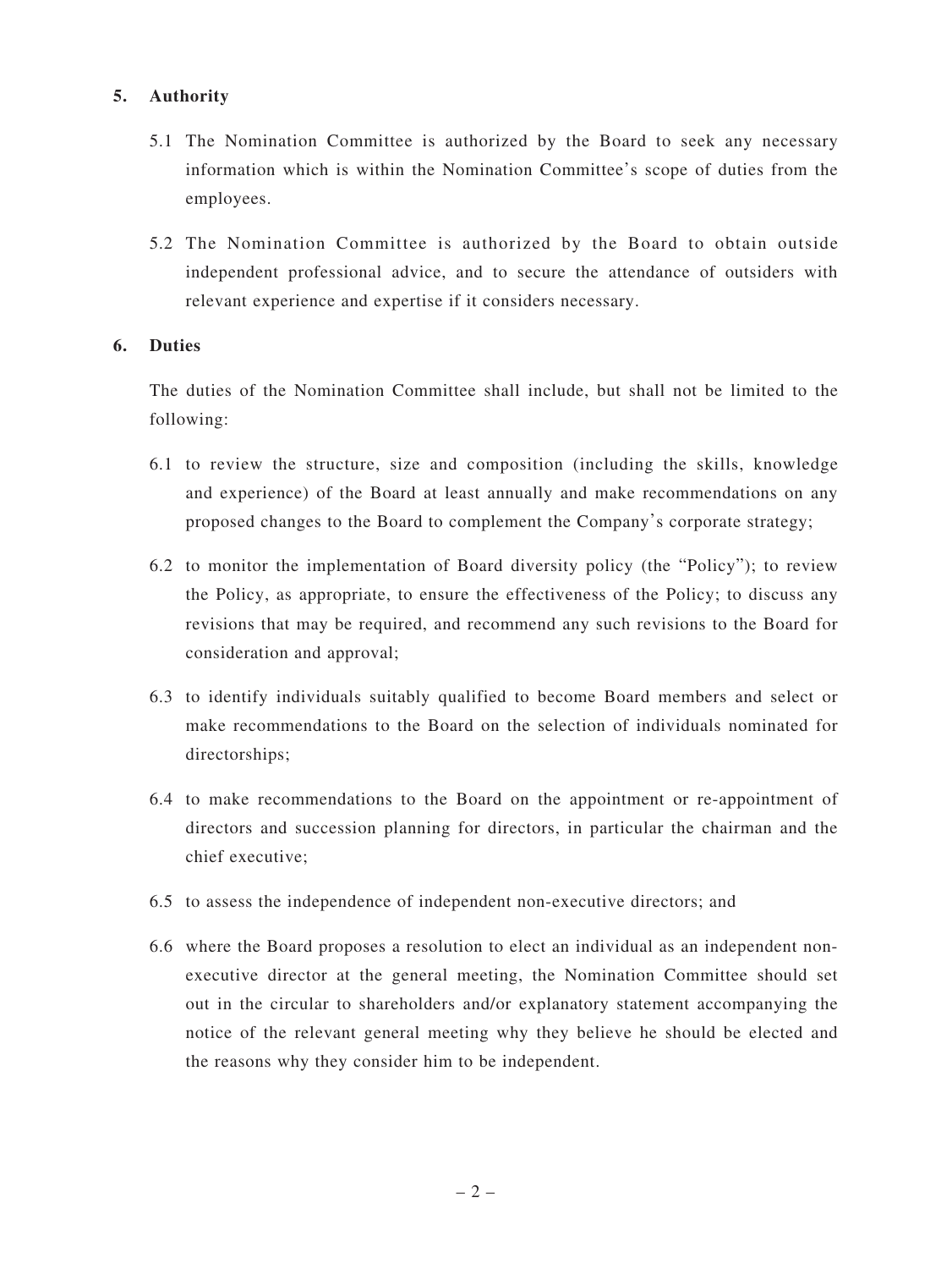## 5. Authority

5.1 The Nomination Committee is authorized by the Board to seek any necessary information which is within the Nomination Committee's scope of duties from the employees.

5.2 The Nomination Committee is authorized by the Board to obtain outside independent professional advice, and to secure the attendance of outsiders with relevant experience and expertise if it considers necessary.

## 6. Duties

The duties of the Nomination Committee shall include, but shall not be limited to the following:

6.1 to review the structure, size and composition (including the skills, knowledge and experience) of the Board at least annually and make recommendations on any proposed changes to the Board to complement the Company's corporate strategy;

6.2 to monitor the implementation of Board diversity policy (the "Policy"); to review the Policy, as appropriate, to ensure the effectiveness of the Policy; to discuss any revisions that may be required, and recommend any such revisions to the Board for consideration and approval;

6.3 to identify individuals suitably qualified to become Board members and select or make recommendations to the Board on the selection of individuals nominated for directorships;

6.4 to make recommendations to the Board on the appointment or re-appointment of directors and succession planning for directors, in particular the chairman and the chief executive;

6.5 to assess the independence of independent non-executive directors; and

6.6 where the Board proposes a resolution to elect an individual as an independent non-executive director at the general meeting, the Nomination Committee should set out in the circular to shareholders and/or explanatory statement accompanying the notice of the relevant general meeting why they believe he should be elected and the reasons why they consider him to be independent.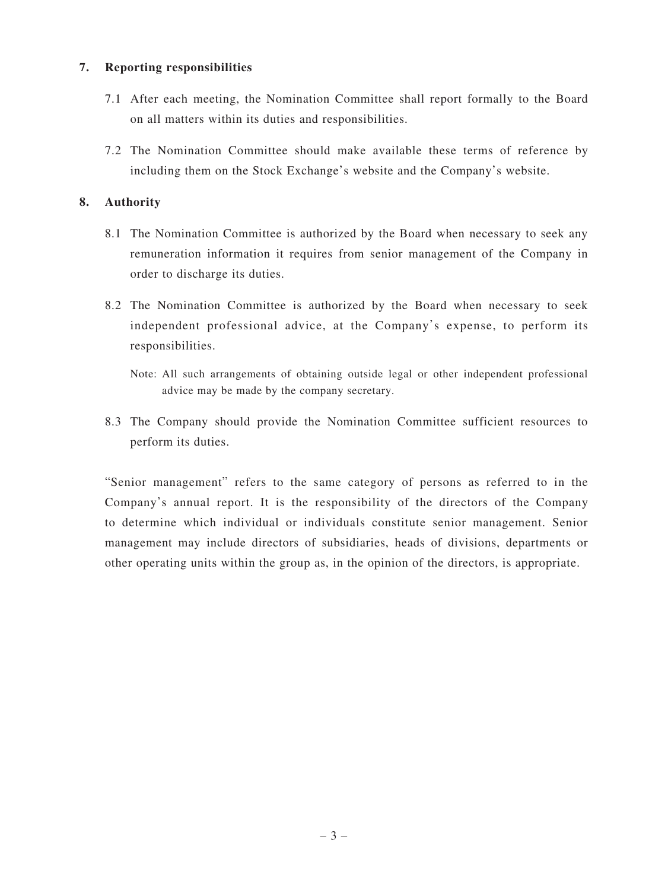## 7. Reporting responsibilities

7.1 After each meeting, the Nomination Committee shall report formally to the Board on all matters within its duties and responsibilities.

7.2 The Nomination Committee should make available these terms of reference by including them on the Stock Exchange's website and the Company's website.

## 8. Authority

8.1 The Nomination Committee is authorized by the Board when necessary to seek any remuneration information it requires from senior management of the Company in order to discharge its duties.

8.2 The Nomination Committee is authorized by the Board when necessary to seek independent professional advice, at the Company's expense, to perform its responsibilities.

Note: All such arrangements of obtaining outside legal or other independent professional advice may be made by the company secretary.

8.3 The Company should provide the Nomination Committee sufficient resources to perform its duties.

"Senior management" refers to the same category of persons as referred to in the Company's annual report. It is the responsibility of the directors of the Company to determine which individual or individuals constitute senior management. Senior management may include directors of subsidiaries, heads of divisions, departments or other operating units within the group as, in the opinion of the directors, is appropriate.